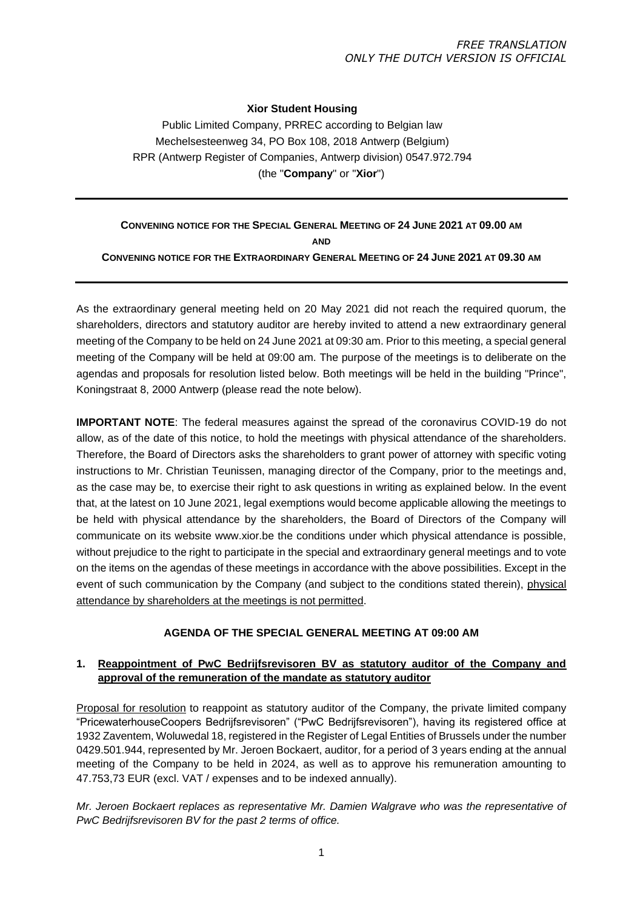*FREE TRANSLATION*
*ONLY THE DUTCH VERSION IS OFFICIAL*

**Xior Student Housing**

Public Limited Company, PRREC according to Belgian law
Mechelsesteenweg 34, PO Box 108, 2018 Antwerp (Belgium)
RPR (Antwerp Register of Companies, Antwerp division) 0547.972.794
(the "**Company**" or "**Xior**")

---

**CONVENING NOTICE FOR THE SPECIAL GENERAL MEETING OF 24 JUNE 2021 AT 09.00 AM**

**AND**

**CONVENING NOTICE FOR THE EXTRAORDINARY GENERAL MEETING OF 24 JUNE 2021 AT 09.30 AM**

---

As the extraordinary general meeting held on 20 May 2021 did not reach the required quorum, the shareholders, directors and statutory auditor are hereby invited to attend a new extraordinary general meeting of the Company to be held on 24 June 2021 at 09:30 am. Prior to this meeting, a special general meeting of the Company will be held at 09:00 am. The purpose of the meetings is to deliberate on the agendas and proposals for resolution listed below. Both meetings will be held in the building "Prince", Koningstraat 8, 2000 Antwerp (please read the note below).

**IMPORTANT NOTE**: The federal measures against the spread of the coronavirus COVID-19 do not allow, as of the date of this notice, to hold the meetings with physical attendance of the shareholders. Therefore, the Board of Directors asks the shareholders to grant power of attorney with specific voting instructions to Mr. Christian Teunissen, managing director of the Company, prior to the meetings and, as the case may be, to exercise their right to ask questions in writing as explained below. In the event that, at the latest on 10 June 2021, legal exemptions would become applicable allowing the meetings to be held with physical attendance by the shareholders, the Board of Directors of the Company will communicate on its website www.xior.be the conditions under which physical attendance is possible, without prejudice to the right to participate in the special and extraordinary general meetings and to vote on the items on the agendas of these meetings in accordance with the above possibilities. Except in the event of such communication by the Company (and subject to the conditions stated therein), physical attendance by shareholders at the meetings is not permitted.

## AGENDA OF THE SPECIAL GENERAL MEETING AT 09:00 AM

### 1. Reappointment of PwC Bedrijfsrevisoren BV as statutory auditor of the Company and approval of the remuneration of the mandate as statutory auditor

Proposal for resolution to reappoint as statutory auditor of the Company, the private limited company "PricewaterhouseCoopers Bedrijfsrevisoren" ("PwC Bedrijfsrevisoren"), having its registered office at 1932 Zaventem, Woluwedal 18, registered in the Register of Legal Entities of Brussels under the number 0429.501.944, represented by Mr. Jeroen Bockaert, auditor, for a period of 3 years ending at the annual meeting of the Company to be held in 2024, as well as to approve his remuneration amounting to 47.753,73 EUR (excl. VAT / expenses and to be indexed annually).

*Mr. Jeroen Bockaert replaces as representative Mr. Damien Walgrave who was the representative of PwC Bedrijfsrevisoren BV for the past 2 terms of office.*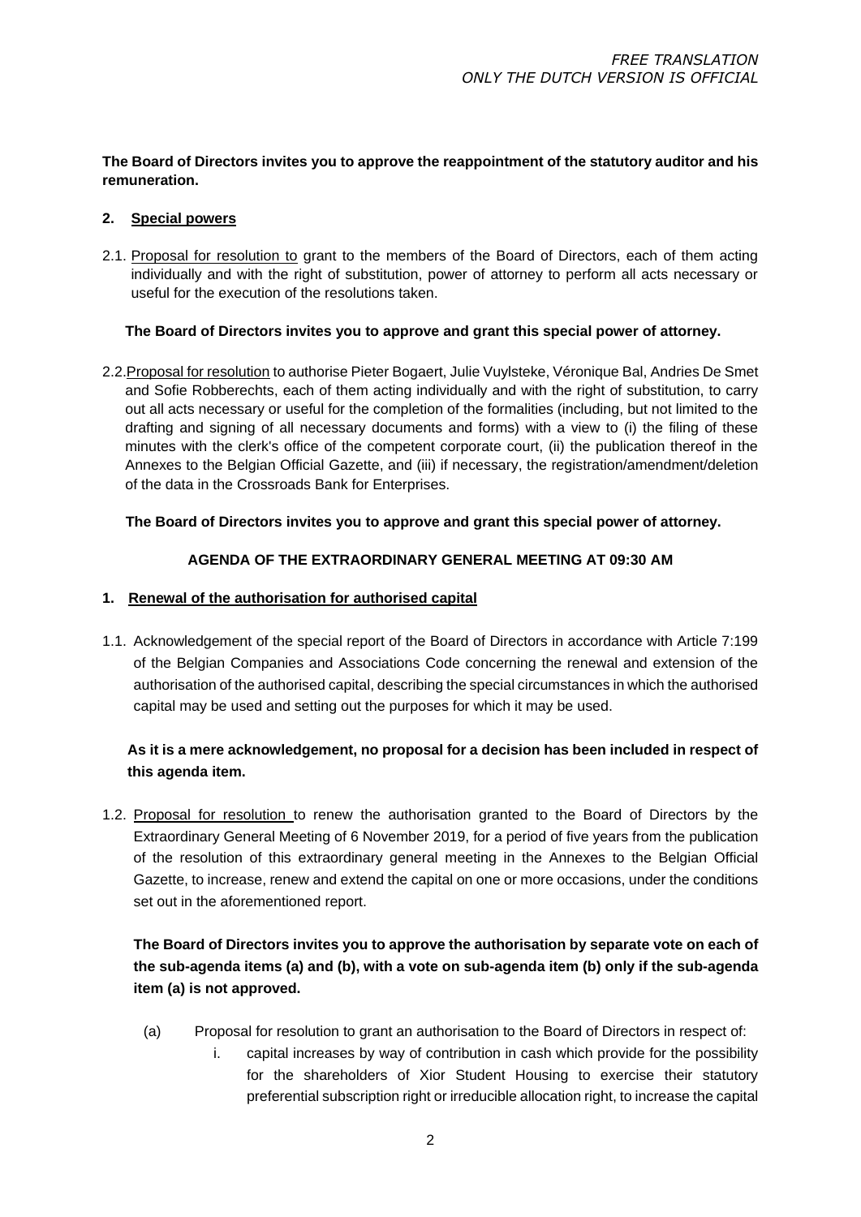**The Board of Directors invites you to approve the reappointment of the statutory auditor and his remuneration.**

## 2. Special powers

2.1. Proposal for resolution to grant to the members of the Board of Directors, each of them acting individually and with the right of substitution, power of attorney to perform all acts necessary or useful for the execution of the resolutions taken.

**The Board of Directors invites you to approve and grant this special power of attorney.**

2.2. Proposal for resolution to authorise Pieter Bogaert, Julie Vuylsteke, Véronique Bal, Andries De Smet and Sofie Robberechts, each of them acting individually and with the right of substitution, to carry out all acts necessary or useful for the completion of the formalities (including, but not limited to the drafting and signing of all necessary documents and forms) with a view to (i) the filing of these minutes with the clerk's office of the competent corporate court, (ii) the publication thereof in the Annexes to the Belgian Official Gazette, and (iii) if necessary, the registration/amendment/deletion of the data in the Crossroads Bank for Enterprises.

**The Board of Directors invites you to approve and grant this special power of attorney.**

**AGENDA OF THE EXTRAORDINARY GENERAL MEETING AT 09:30 AM**

## 1. Renewal of the authorisation for authorised capital

1.1. Acknowledgement of the special report of the Board of Directors in accordance with Article 7:199 of the Belgian Companies and Associations Code concerning the renewal and extension of the authorisation of the authorised capital, describing the special circumstances in which the authorised capital may be used and setting out the purposes for which it may be used.

**As it is a mere acknowledgement, no proposal for a decision has been included in respect of this agenda item.**

1.2. Proposal for resolution to renew the authorisation granted to the Board of Directors by the Extraordinary General Meeting of 6 November 2019, for a period of five years from the publication of the resolution of this extraordinary general meeting in the Annexes to the Belgian Official Gazette, to increase, renew and extend the capital on one or more occasions, under the conditions set out in the aforementioned report.

**The Board of Directors invites you to approve the authorisation by separate vote on each of the sub-agenda items (a) and (b), with a vote on sub-agenda item (b) only if the sub-agenda item (a) is not approved.**

(a) Proposal for resolution to grant an authorisation to the Board of Directors in respect of:

i. capital increases by way of contribution in cash which provide for the possibility for the shareholders of Xior Student Housing to exercise their statutory preferential subscription right or irreducible allocation right, to increase the capital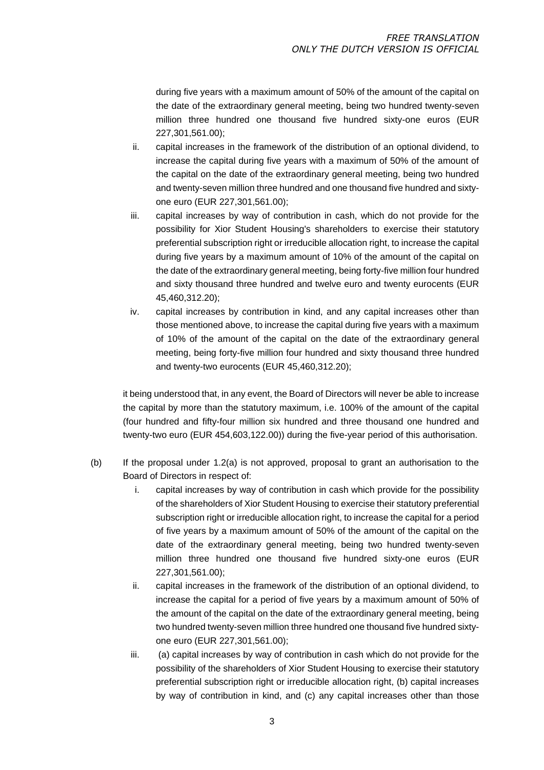during five years with a maximum amount of 50% of the amount of the capital on the date of the extraordinary general meeting, being two hundred twenty-seven million three hundred one thousand five hundred sixty-one euros (EUR 227,301,561.00);

ii. capital increases in the framework of the distribution of an optional dividend, to increase the capital during five years with a maximum of 50% of the amount of the capital on the date of the extraordinary general meeting, being two hundred and twenty-seven million three hundred and one thousand five hundred and sixty-one euro (EUR 227,301,561.00);

iii. capital increases by way of contribution in cash, which do not provide for the possibility for Xior Student Housing's shareholders to exercise their statutory preferential subscription right or irreducible allocation right, to increase the capital during five years by a maximum amount of 10% of the amount of the capital on the date of the extraordinary general meeting, being forty-five million four hundred and sixty thousand three hundred and twelve euro and twenty eurocents (EUR 45,460,312.20);

iv. capital increases by contribution in kind, and any capital increases other than those mentioned above, to increase the capital during five years with a maximum of 10% of the amount of the capital on the date of the extraordinary general meeting, being forty-five million four hundred and sixty thousand three hundred and twenty-two eurocents (EUR 45,460,312.20);

it being understood that, in any event, the Board of Directors will never be able to increase the capital by more than the statutory maximum, i.e. 100% of the amount of the capital (four hundred and fifty-four million six hundred and three thousand one hundred and twenty-two euro (EUR 454,603,122.00)) during the five-year period of this authorisation.

(b) If the proposal under 1.2(a) is not approved, proposal to grant an authorisation to the Board of Directors in respect of:

i. capital increases by way of contribution in cash which provide for the possibility of the shareholders of Xior Student Housing to exercise their statutory preferential subscription right or irreducible allocation right, to increase the capital for a period of five years by a maximum amount of 50% of the amount of the capital on the date of the extraordinary general meeting, being two hundred twenty-seven million three hundred one thousand five hundred sixty-one euros (EUR 227,301,561.00);

ii. capital increases in the framework of the distribution of an optional dividend, to increase the capital for a period of five years by a maximum amount of 50% of the amount of the capital on the date of the extraordinary general meeting, being two hundred twenty-seven million three hundred one thousand five hundred sixty-one euro (EUR 227,301,561.00);

iii. (a) capital increases by way of contribution in cash which do not provide for the possibility of the shareholders of Xior Student Housing to exercise their statutory preferential subscription right or irreducible allocation right, (b) capital increases by way of contribution in kind, and (c) any capital increases other than those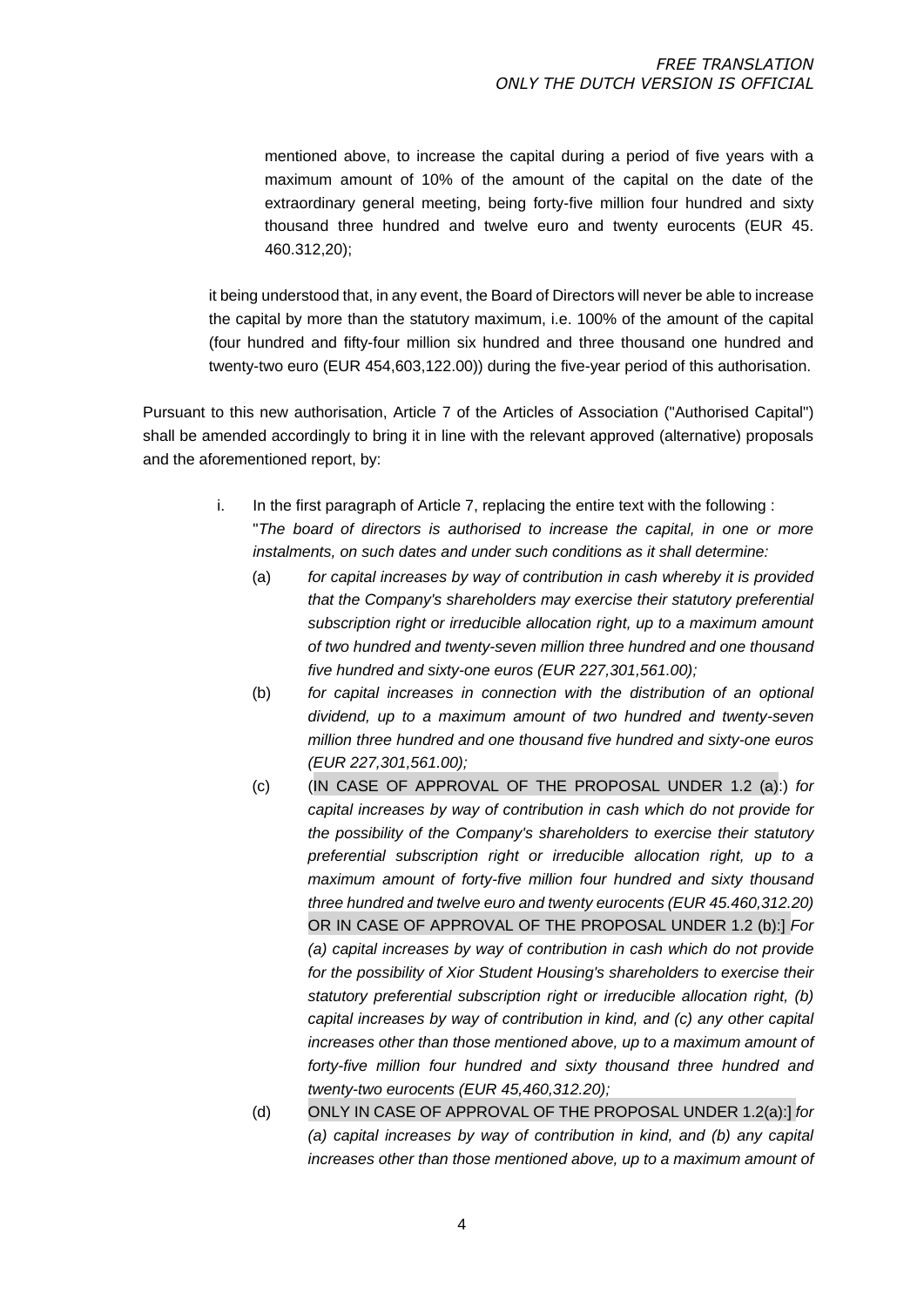mentioned above, to increase the capital during a period of five years with a maximum amount of 10% of the amount of the capital on the date of the extraordinary general meeting, being forty-five million four hundred and sixty thousand three hundred and twelve euro and twenty eurocents (EUR 45. 460.312,20);

it being understood that, in any event, the Board of Directors will never be able to increase the capital by more than the statutory maximum, i.e. 100% of the amount of the capital (four hundred and fifty-four million six hundred and three thousand one hundred and twenty-two euro (EUR 454,603,122.00)) during the five-year period of this authorisation.

Pursuant to this new authorisation, Article 7 of the Articles of Association ("Authorised Capital") shall be amended accordingly to bring it in line with the relevant approved (alternative) proposals and the aforementioned report, by:

i. In the first paragraph of Article 7, replacing the entire text with the following :
"*The board of directors is authorised to increase the capital, in one or more instalments, on such dates and under such conditions as it shall determine:*

(a) *for capital increases by way of contribution in cash whereby it is provided that the Company's shareholders may exercise their statutory preferential subscription right or irreducible allocation right, up to a maximum amount of two hundred and twenty-seven million three hundred and one thousand five hundred and sixty-one euros (EUR 227,301,561.00);*

(b) *for capital increases in connection with the distribution of an optional dividend, up to a maximum amount of two hundred and twenty-seven million three hundred and one thousand five hundred and sixty-one euros (EUR 227,301,561.00);*

(c) (IN CASE OF APPROVAL OF THE PROPOSAL UNDER 1.2 (a):) *for capital increases by way of contribution in cash which do not provide for the possibility of the Company's shareholders to exercise their statutory preferential subscription right or irreducible allocation right, up to a maximum amount of forty-five million four hundred and sixty thousand three hundred and twelve euro and twenty eurocents (EUR 45.460,312.20)* OR IN CASE OF APPROVAL OF THE PROPOSAL UNDER 1.2 (b):] *For (a) capital increases by way of contribution in cash which do not provide for the possibility of Xior Student Housing's shareholders to exercise their statutory preferential subscription right or irreducible allocation right, (b) capital increases by way of contribution in kind, and (c) any other capital increases other than those mentioned above, up to a maximum amount of forty-five million four hundred and sixty thousand three hundred and twenty-two eurocents (EUR 45,460,312.20);*

(d) ONLY IN CASE OF APPROVAL OF THE PROPOSAL UNDER 1.2(a):] *for (a) capital increases by way of contribution in kind, and (b) any capital increases other than those mentioned above, up to a maximum amount of*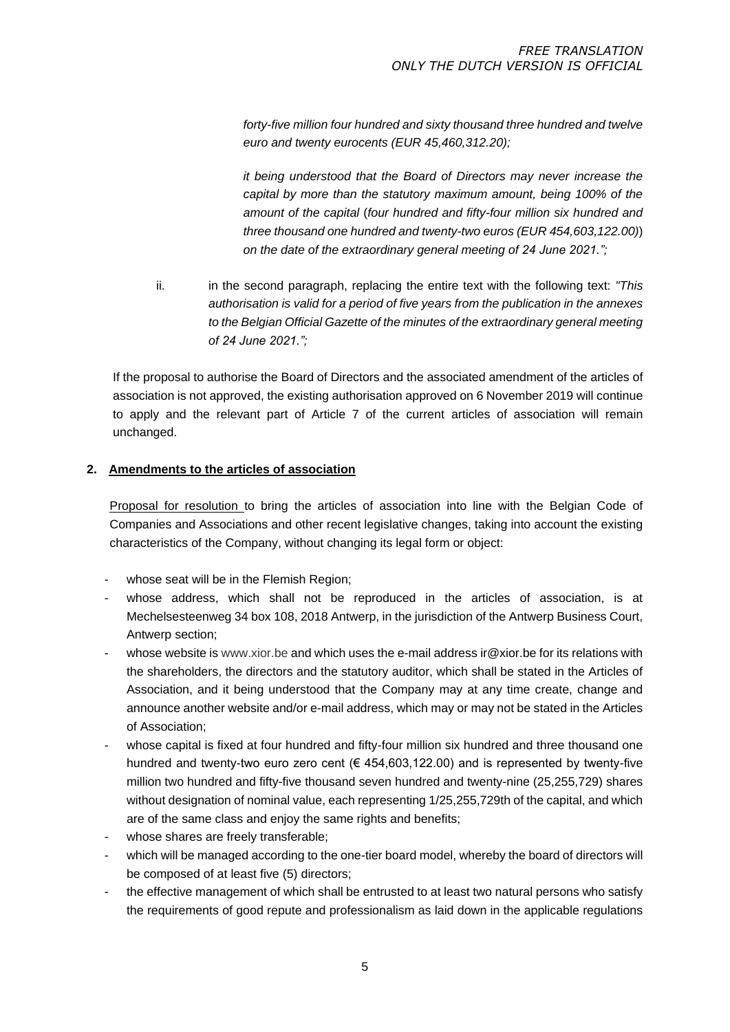*forty-five million four hundred and sixty thousand three hundred and twelve euro and twenty eurocents (EUR 45,460,312.20);*

*it being understood that the Board of Directors may never increase the capital by more than the statutory maximum amount, being 100% of the amount of the capital (four hundred and fifty-four million six hundred and three thousand one hundred and twenty-two euros (EUR 454,603,122.00)) on the date of the extraordinary general meeting of 24 June 2021.";*

ii. in the second paragraph, replacing the entire text with the following text: *"This authorisation is valid for a period of five years from the publication in the annexes to the Belgian Official Gazette of the minutes of the extraordinary general meeting of 24 June 2021.";*

If the proposal to authorise the Board of Directors and the associated amendment of the articles of association is not approved, the existing authorisation approved on 6 November 2019 will continue to apply and the relevant part of Article 7 of the current articles of association will remain unchanged.

**2. Amendments to the articles of association**

Proposal for resolution to bring the articles of association into line with the Belgian Code of Companies and Associations and other recent legislative changes, taking into account the existing characteristics of the Company, without changing its legal form or object:

- whose seat will be in the Flemish Region;
- whose address, which shall not be reproduced in the articles of association, is at Mechelsesteenweg 34 box 108, 2018 Antwerp, in the jurisdiction of the Antwerp Business Court, Antwerp section;
- whose website is www.xior.be and which uses the e-mail address ir@xior.be for its relations with the shareholders, the directors and the statutory auditor, which shall be stated in the Articles of Association, and it being understood that the Company may at any time create, change and announce another website and/or e-mail address, which may or may not be stated in the Articles of Association;
- whose capital is fixed at four hundred and fifty-four million six hundred and three thousand one hundred and twenty-two euro zero cent (€ 454,603,122.00) and is represented by twenty-five million two hundred and fifty-five thousand seven hundred and twenty-nine (25,255,729) shares without designation of nominal value, each representing 1/25,255,729th of the capital, and which are of the same class and enjoy the same rights and benefits;
- whose shares are freely transferable;
- which will be managed according to the one-tier board model, whereby the board of directors will be composed of at least five (5) directors;
- the effective management of which shall be entrusted to at least two natural persons who satisfy the requirements of good repute and professionalism as laid down in the applicable regulations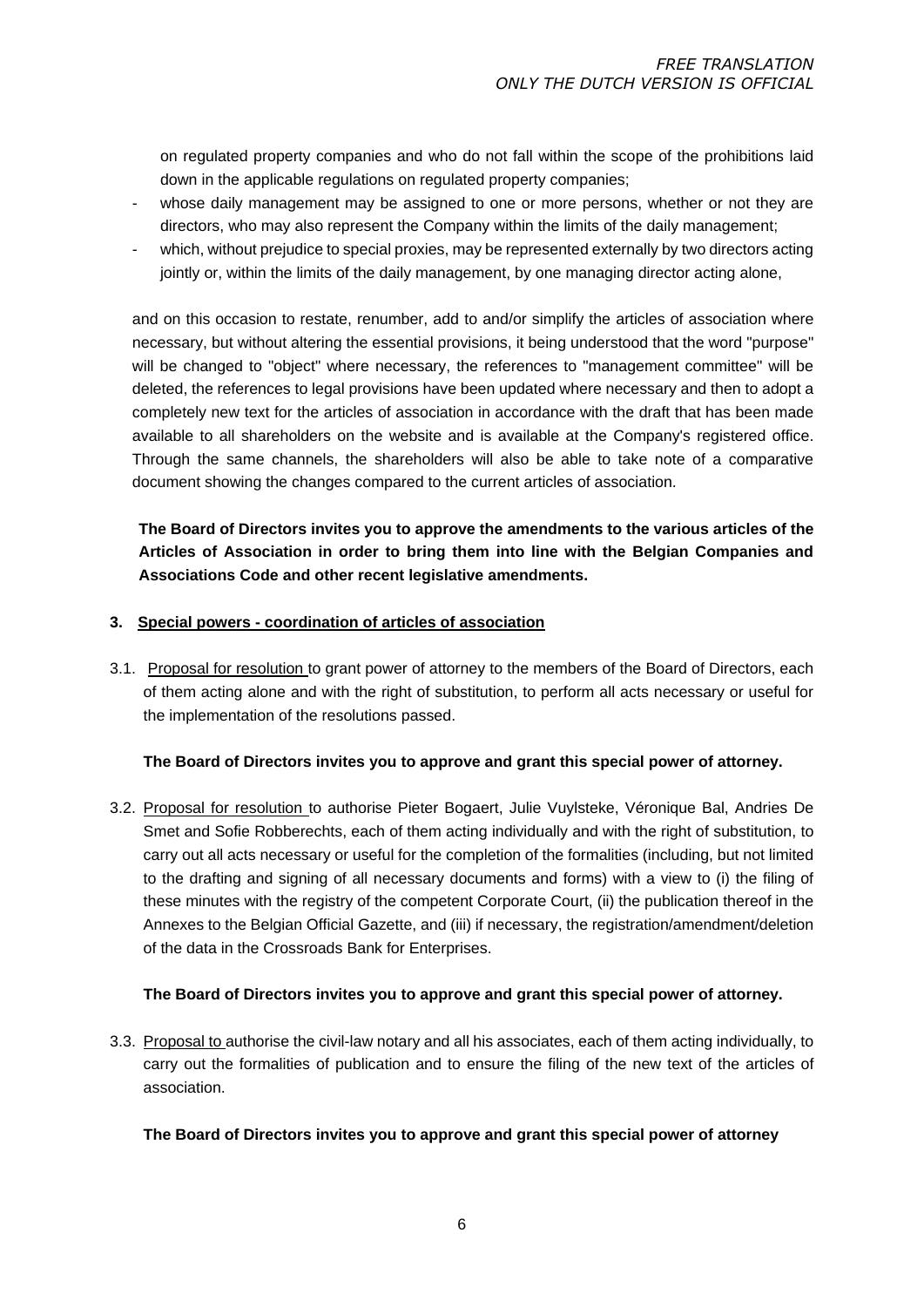on regulated property companies and who do not fall within the scope of the prohibitions laid down in the applicable regulations on regulated property companies;

- whose daily management may be assigned to one or more persons, whether or not they are directors, who may also represent the Company within the limits of the daily management;
- which, without prejudice to special proxies, may be represented externally by two directors acting jointly or, within the limits of the daily management, by one managing director acting alone,

and on this occasion to restate, renumber, add to and/or simplify the articles of association where necessary, but without altering the essential provisions, it being understood that the word "purpose" will be changed to "object" where necessary, the references to "management committee" will be deleted, the references to legal provisions have been updated where necessary and then to adopt a completely new text for the articles of association in accordance with the draft that has been made available to all shareholders on the website and is available at the Company's registered office. Through the same channels, the shareholders will also be able to take note of a comparative document showing the changes compared to the current articles of association.

**The Board of Directors invites you to approve the amendments to the various articles of the Articles of Association in order to bring them into line with the Belgian Companies and Associations Code and other recent legislative amendments.**

**3. Special powers - coordination of articles of association**

3.1. Proposal for resolution to grant power of attorney to the members of the Board of Directors, each of them acting alone and with the right of substitution, to perform all acts necessary or useful for the implementation of the resolutions passed.

**The Board of Directors invites you to approve and grant this special power of attorney.**

3.2. Proposal for resolution to authorise Pieter Bogaert, Julie Vuylsteke, Véronique Bal, Andries De Smet and Sofie Robberechts, each of them acting individually and with the right of substitution, to carry out all acts necessary or useful for the completion of the formalities (including, but not limited to the drafting and signing of all necessary documents and forms) with a view to (i) the filing of these minutes with the registry of the competent Corporate Court, (ii) the publication thereof in the Annexes to the Belgian Official Gazette, and (iii) if necessary, the registration/amendment/deletion of the data in the Crossroads Bank for Enterprises.

**The Board of Directors invites you to approve and grant this special power of attorney.**

3.3. Proposal to authorise the civil-law notary and all his associates, each of them acting individually, to carry out the formalities of publication and to ensure the filing of the new text of the articles of association.

**The Board of Directors invites you to approve and grant this special power of attorney**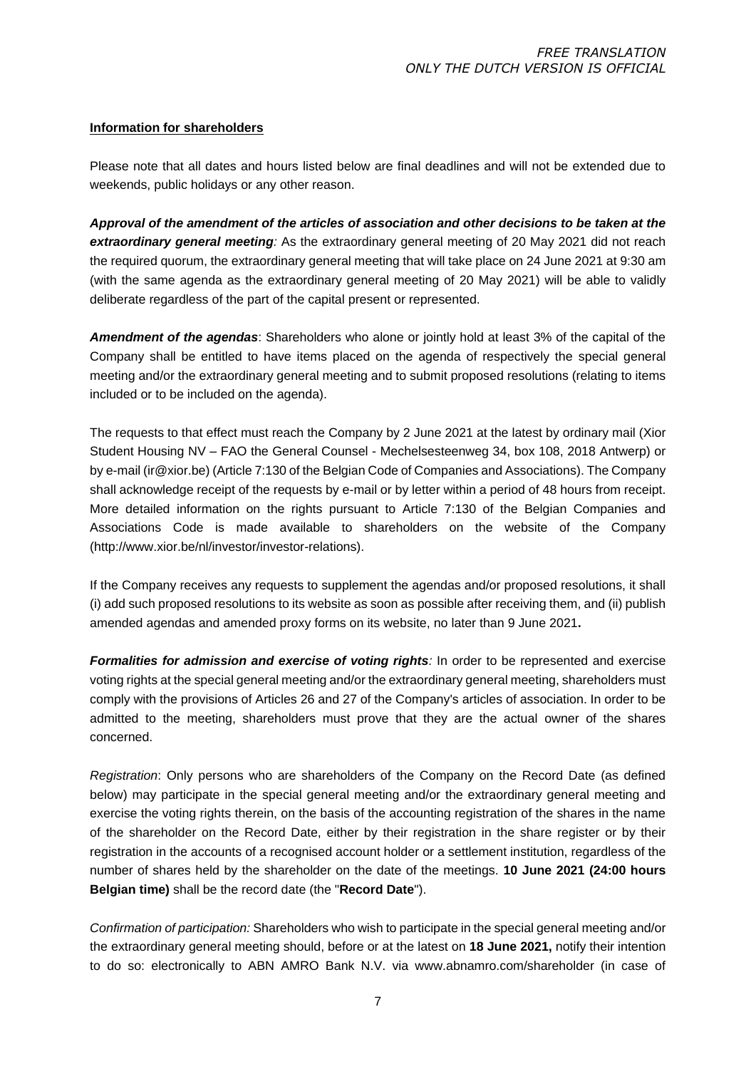*FREE TRANSLATION*
*ONLY THE DUTCH VERSION IS OFFICIAL*

**Information for shareholders**

Please note that all dates and hours listed below are final deadlines and will not be extended due to weekends, public holidays or any other reason.

***Approval of the amendment of the articles of association and other decisions to be taken at the extraordinary general meeting****:* As the extraordinary general meeting of 20 May 2021 did not reach the required quorum, the extraordinary general meeting that will take place on 24 June 2021 at 9:30 am (with the same agenda as the extraordinary general meeting of 20 May 2021) will be able to validly deliberate regardless of the part of the capital present or represented.

***Amendment of the agendas***: Shareholders who alone or jointly hold at least 3% of the capital of the Company shall be entitled to have items placed on the agenda of respectively the special general meeting and/or the extraordinary general meeting and to submit proposed resolutions (relating to items included or to be included on the agenda).

The requests to that effect must reach the Company by 2 June 2021 at the latest by ordinary mail (Xior Student Housing NV – FAO the General Counsel - Mechelsesteenweg 34, box 108, 2018 Antwerp) or by e-mail (ir@xior.be) (Article 7:130 of the Belgian Code of Companies and Associations). The Company shall acknowledge receipt of the requests by e-mail or by letter within a period of 48 hours from receipt. More detailed information on the rights pursuant to Article 7:130 of the Belgian Companies and Associations Code is made available to shareholders on the website of the Company (http://www.xior.be/nl/investor/investor-relations).

If the Company receives any requests to supplement the agendas and/or proposed resolutions, it shall (i) add such proposed resolutions to its website as soon as possible after receiving them, and (ii) publish amended agendas and amended proxy forms on its website, no later than 9 June 2021**.**

***Formalities for admission and exercise of voting rights****:* In order to be represented and exercise voting rights at the special general meeting and/or the extraordinary general meeting, shareholders must comply with the provisions of Articles 26 and 27 of the Company's articles of association. In order to be admitted to the meeting, shareholders must prove that they are the actual owner of the shares concerned.

*Registration*: Only persons who are shareholders of the Company on the Record Date (as defined below) may participate in the special general meeting and/or the extraordinary general meeting and exercise the voting rights therein, on the basis of the accounting registration of the shares in the name of the shareholder on the Record Date, either by their registration in the share register or by their registration in the accounts of a recognised account holder or a settlement institution, regardless of the number of shares held by the shareholder on the date of the meetings. **10 June 2021 (24:00 hours Belgian time)** shall be the record date (the "**Record Date**").

*Confirmation of participation:* Shareholders who wish to participate in the special general meeting and/or the extraordinary general meeting should, before or at the latest on **18 June 2021,** notify their intention to do so: electronically to ABN AMRO Bank N.V. via www.abnamro.com/shareholder (in case of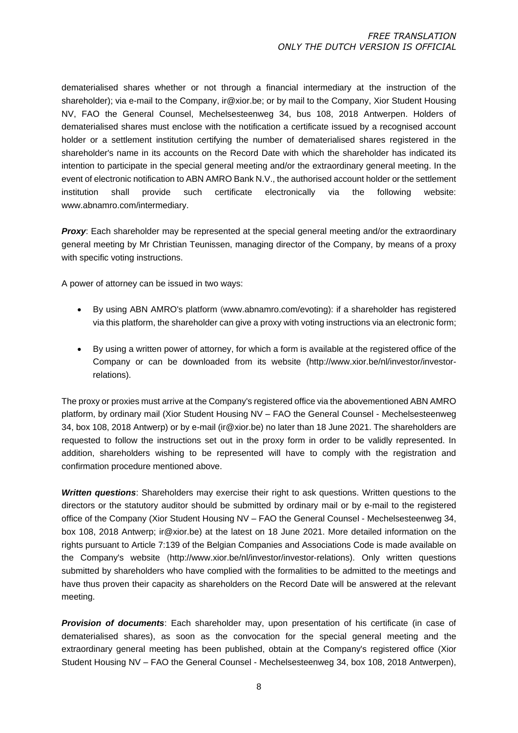dematerialised shares whether or not through a financial intermediary at the instruction of the shareholder); via e-mail to the Company, ir@xior.be; or by mail to the Company, Xior Student Housing NV, FAO the General Counsel, Mechelsesteenweg 34, bus 108, 2018 Antwerpen. Holders of dematerialised shares must enclose with the notification a certificate issued by a recognised account holder or a settlement institution certifying the number of dematerialised shares registered in the shareholder's name in its accounts on the Record Date with which the shareholder has indicated its intention to participate in the special general meeting and/or the extraordinary general meeting. In the event of electronic notification to ABN AMRO Bank N.V., the authorised account holder or the settlement institution shall provide such certificate electronically via the following website: www.abnamro.com/intermediary.

***Proxy***: Each shareholder may be represented at the special general meeting and/or the extraordinary general meeting by Mr Christian Teunissen, managing director of the Company, by means of a proxy with specific voting instructions.

A power of attorney can be issued in two ways:

- By using ABN AMRO's platform (www.abnamro.com/evoting): if a shareholder has registered via this platform, the shareholder can give a proxy with voting instructions via an electronic form;
- By using a written power of attorney, for which a form is available at the registered office of the Company or can be downloaded from its website (http://www.xior.be/nl/investor/investor-relations).

The proxy or proxies must arrive at the Company's registered office via the abovementioned ABN AMRO platform, by ordinary mail (Xior Student Housing NV – FAO the General Counsel - Mechelsesteenweg 34, box 108, 2018 Antwerp) or by e-mail (ir@xior.be) no later than 18 June 2021. The shareholders are requested to follow the instructions set out in the proxy form in order to be validly represented. In addition, shareholders wishing to be represented will have to comply with the registration and confirmation procedure mentioned above.

***Written questions***: Shareholders may exercise their right to ask questions. Written questions to the directors or the statutory auditor should be submitted by ordinary mail or by e-mail to the registered office of the Company (Xior Student Housing NV – FAO the General Counsel - Mechelsesteenweg 34, box 108, 2018 Antwerp; ir@xior.be) at the latest on 18 June 2021. More detailed information on the rights pursuant to Article 7:139 of the Belgian Companies and Associations Code is made available on the Company's website (http://www.xior.be/nl/investor/investor-relations). Only written questions submitted by shareholders who have complied with the formalities to be admitted to the meetings and have thus proven their capacity as shareholders on the Record Date will be answered at the relevant meeting.

***Provision of documents***: Each shareholder may, upon presentation of his certificate (in case of dematerialised shares), as soon as the convocation for the special general meeting and the extraordinary general meeting has been published, obtain at the Company's registered office (Xior Student Housing NV – FAO the General Counsel - Mechelsesteenweg 34, box 108, 2018 Antwerpen),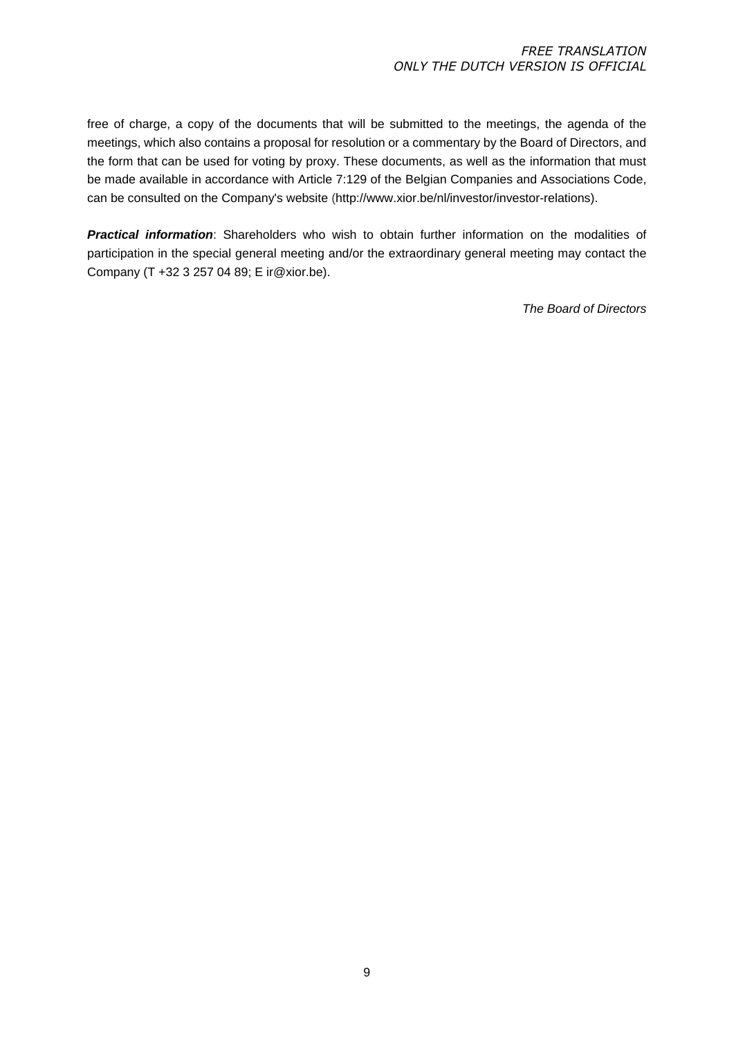free of charge, a copy of the documents that will be submitted to the meetings, the agenda of the meetings, which also contains a proposal for resolution or a commentary by the Board of Directors, and the form that can be used for voting by proxy. These documents, as well as the information that must be made available in accordance with Article 7:129 of the Belgian Companies and Associations Code, can be consulted on the Company's website (http://www.xior.be/nl/investor/investor-relations).

***Practical information***: Shareholders who wish to obtain further information on the modalities of participation in the special general meeting and/or the extraordinary general meeting may contact the Company (T +32 3 257 04 89; E ir@xior.be).

*The Board of Directors*